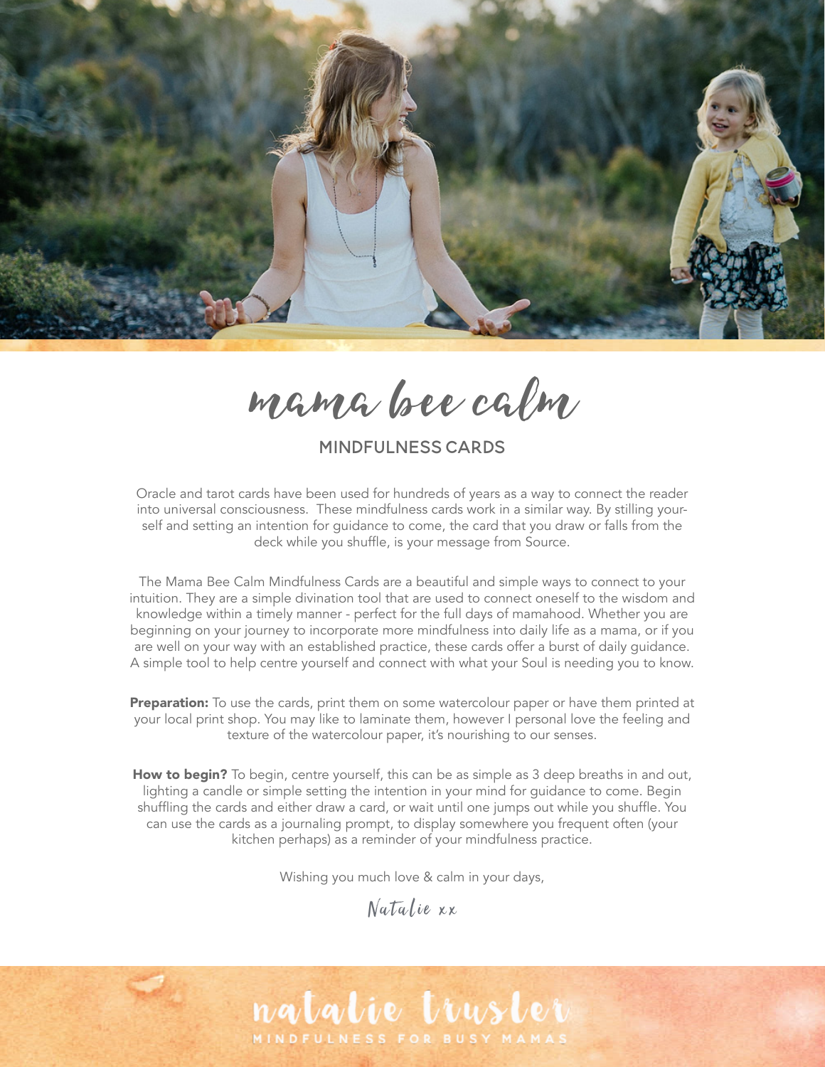# mama bee calm

## MINDFULNESS CARDS

Oracle and tarot cards have been used for hundreds of years as a way to connect the reader into universal consciousness. These mindfulness cards work in a similar way. By stilling yourself and setting an intention for guidance to come, the card that you draw or falls from the deck while you shuffle, is your message from Source.

The Mama Bee Calm Mindfulness Cards are a beautiful and simple ways to connect to your intuition. They are a simple divination tool that are used to connect oneself to the wisdom and knowledge within a timely manner - perfect for the full days of mamahood. Whether you are beginning on your journey to incorporate more mindfulness into daily life as a mama, or if you are well on your way with an established practice, these cards offer a burst of daily guidance. A simple tool to help centre yourself and connect with what your Soul is needing you to know.

**Preparation:** To use the cards, print them on some watercolour paper or have them printed at your local print shop. You may like to laminate them, however I personal love the feeling and texture of the watercolour paper, it's nourishing to our senses.

**How to begin?** To begin, centre yourself, this can be as simple as 3 deep breaths in and out, lighting a candle or simple setting the intention in your mind for guidance to come. Begin shuffling the cards and either draw a card, or wait until one jumps out while you shuffle. You can use the cards as a journaling prompt, to display somewhere you frequent often (your kitchen perhaps) as a reminder of your mindfulness practice.

Wishing you much love & calm in your days,

Natalie xx

natalie trusler

MINDFULNESS FOR BUSY MAMAS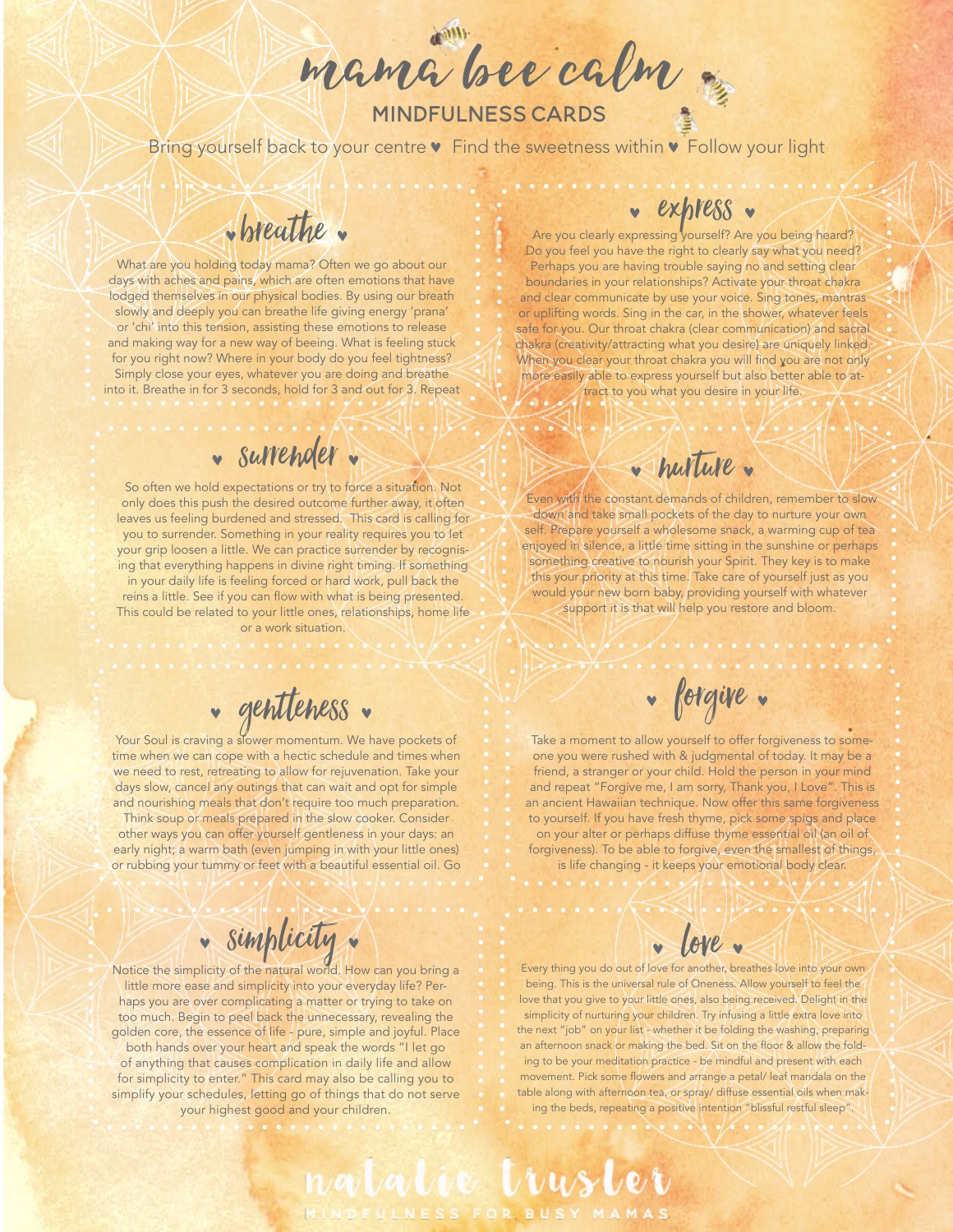# mama bee calm

## MINDFULNESS CARDS

Bring yourself back to your centre ♥ Find the sweetness within ♥ Follow your light

### ♥ breathe ♥

What are you holding today mama? Often we go about our days with aches and pains, which are often emotions that have lodged themselves in our physical bodies. By using our breath slowly and deeply you can breathe life giving energy 'prana' or 'chi' into this tension, assisting these emotions to release and making way for a new way of beeing. What is feeling stuck for you right now? Where in your body do you feel tightness? Simply close your eyes, whatever you are doing and breathe into it. Breathe in for 3 seconds, hold for 3 and out for 3. Repeat

### ♥ express ♥

Are you clearly expressing yourself? Are you being heard? Do you feel you have the right to clearly say what you need? Perhaps you are having trouble saying no and setting clear boundaries in your relationships? Activate your throat chakra and clear communicate by use your voice. Sing tones, mantras or uplifting words. Sing in the car, in the shower, whatever feels safe for you. Our throat chakra (clear communication) and sacral chakra (creativity/attracting what you desire) are uniquely linked. When you clear your throat chakra you will find you are not only more easily able to express yourself but also better able to attract to you what you desire in your life.

### ♥ surrender ♥

So often we hold expectations or try to force a situation. Not only does this push the desired outcome further away, it often leaves us feeling burdened and stressed. This card is calling for you to surrender. Something in your reality requires you to let your grip loosen a little. We can practice surrender by recognising that everything happens in divine right timing. If something in your daily life is feeling forced or hard work, pull back the reins a little. See if you can flow with what is being presented. This could be related to your little ones, relationships, home life or a work situation.

### ♥ nurture ♥

Even with the constant demands of children, remember to slow down and take small pockets of the day to nurture your own self. Prepare yourself a wholesome snack, a warming cup of tea enjoyed in silence, a little time sitting in the sunshine or perhaps something creative to nourish your Spirit. They key is to make this your priority at this time. Take care of yourself just as you would your new born baby, providing yourself with whatever support it is that will help you restore and bloom.

### ♥ gentleness ♥

Your Soul is craving a slower momentum. We have pockets of time when we can cope with a hectic schedule and times when we need to rest, retreating to allow for rejuvenation. Take your days slow, cancel any outings that can wait and opt for simple and nourishing meals that don't require too much preparation. Think soup or meals prepared in the slow cooker. Consider other ways you can offer yourself gentleness in your days: an early night; a warm bath (even jumping in with your little ones) or rubbing your tummy or feet with a beautiful essential oil. Go

### ♥ forgive ♥

Take a moment to allow yourself to offer forgiveness to someone you were rushed with & judgmental of today. It may be a friend, a stranger or your child. Hold the person in your mind and repeat "Forgive me, I am sorry, Thank you, I Love". This is an ancient Hawaiian technique. Now offer this same forgiveness to yourself. If you have fresh thyme, pick some spigs and place on your alter or perhaps diffuse thyme essential oil (an oil of forgiveness). To be able to forgive, even the smallest of things, is life changing - it keeps your emotional body clear.

### ♥ simplicity ♥

Notice the simplicity of the natural world. How can you bring a little more ease and simplicity into your everyday life? Perhaps you are over complicating a matter or trying to take on too much. Begin to peel back the unnecessary, revealing the golden core, the essence of life - pure, simple and joyful. Place both hands over your heart and speak the words "I let go of anything that causes complication in daily life and allow for simplicity to enter." This card may also be calling you to simplify your schedules, letting go of things that do not serve your highest good and your children.

### ♥ love ♥

Every thing you do out of love for another, breathes love into your own being. This is the universal rule of Oneness. Allow yourself to feel the love that you give to your little ones, also being received. Delight in the simplicity of nurturing your children. Try infusing a little extra love into the next "job" on your list - whether it be folding the washing, preparing an afternoon snack or making the bed. Sit on the floor & allow the folding to be your meditation practice - be mindful and present with each movement. Pick some flowers and arrange a petal/ leaf mandala on the table along with afternoon tea, or spray/ diffuse essential oils when making the beds, repeating a positive intention "blissful restful sleep".

natalie trusler

MINDFULNESS FOR BUSY MAMAS